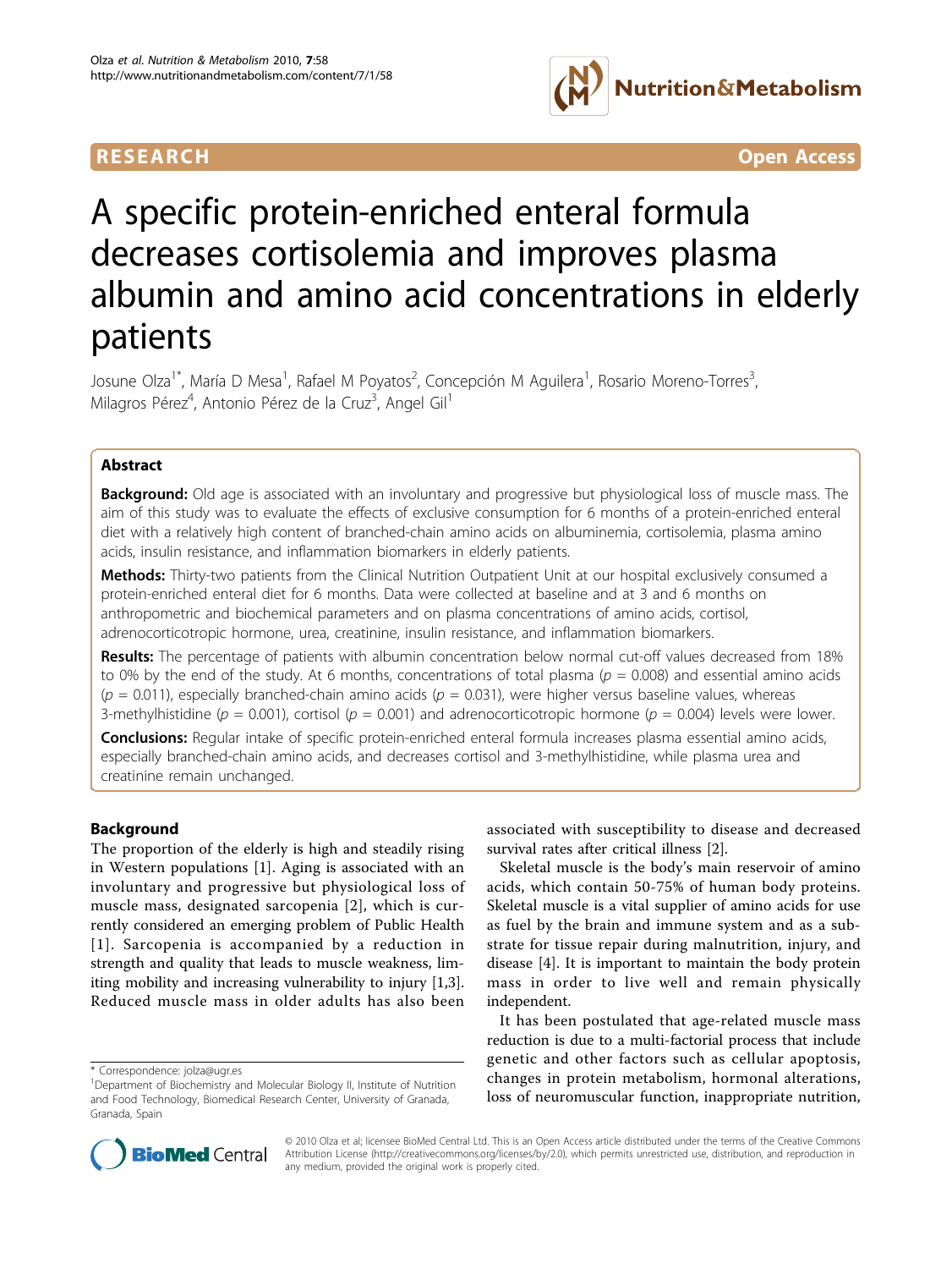RESEARCH

Open Access

# A specific protein-enriched enteral formula decreases cortisolemia and improves plasma albumin and amino acid concentrations in elderly patients

Josune Olza[1*], María D Mesa[1], Rafael M Poyatos[2], Concepción M Aguilera[1], Rosario Moreno-Torres[3], Milagros Pérez[4], Antonio Pérez de la Cruz[3], Angel Gil[1]

## Abstract

**Background:** Old age is associated with an involuntary and progressive but physiological loss of muscle mass. The aim of this study was to evaluate the effects of exclusive consumption for 6 months of a protein-enriched enteral diet with a relatively high content of branched-chain amino acids on albuminemia, cortisolemia, plasma amino acids, insulin resistance, and inflammation biomarkers in elderly patients.

**Methods:** Thirty-two patients from the Clinical Nutrition Outpatient Unit at our hospital exclusively consumed a protein-enriched enteral diet for 6 months. Data were collected at baseline and at 3 and 6 months on anthropometric and biochemical parameters and on plasma concentrations of amino acids, cortisol, adrenocorticotropic hormone, urea, creatinine, insulin resistance, and inflammation biomarkers.

**Results:** The percentage of patients with albumin concentration below normal cut-off values decreased from 18% to 0% by the end of the study. At 6 months, concentrations of total plasma ($p = 0.008$) and essential amino acids ($p = 0.011$), especially branched-chain amino acids ($p = 0.031$), were higher versus baseline values, whereas 3-methylhistidine ($p = 0.001$), cortisol ($p = 0.001$) and adrenocorticotropic hormone ($p = 0.004$) levels were lower.

**Conclusions:** Regular intake of specific protein-enriched enteral formula increases plasma essential amino acids, especially branched-chain amino acids, and decreases cortisol and 3-methylhistidine, while plasma urea and creatinine remain unchanged.

## Background

The proportion of the elderly is high and steadily rising in Western populations [1]. Aging is associated with an involuntary and progressive but physiological loss of muscle mass, designated sarcopenia [2], which is currently considered an emerging problem of Public Health [1]. Sarcopenia is accompanied by a reduction in strength and quality that leads to muscle weakness, limiting mobility and increasing vulnerability to injury [1,3]. Reduced muscle mass in older adults has also been associated with susceptibility to disease and decreased survival rates after critical illness [2].

Skeletal muscle is the body's main reservoir of amino acids, which contain 50-75% of human body proteins. Skeletal muscle is a vital supplier of amino acids for use as fuel by the brain and immune system and as a substrate for tissue repair during malnutrition, injury, and disease [4]. It is important to maintain the body protein mass in order to live well and remain physically independent.

It has been postulated that age-related muscle mass reduction is due to a multi-factorial process that include genetic and other factors such as cellular apoptosis, changes in protein metabolism, hormonal alterations, loss of neuromuscular function, inappropriate nutrition,

\* Correspondence: jolza@ugr.es

[1]Department of Biochemistry and Molecular Biology II, Institute of Nutrition and Food Technology, Biomedical Research Center, University of Granada, Granada, Spain

© 2010 Olza et al; licensee BioMed Central Ltd. This is an Open Access article distributed under the terms of the Creative Commons Attribution License (http://creativecommons.org/licenses/by/2.0), which permits unrestricted use, distribution, and reproduction in any medium, provided the original work is properly cited.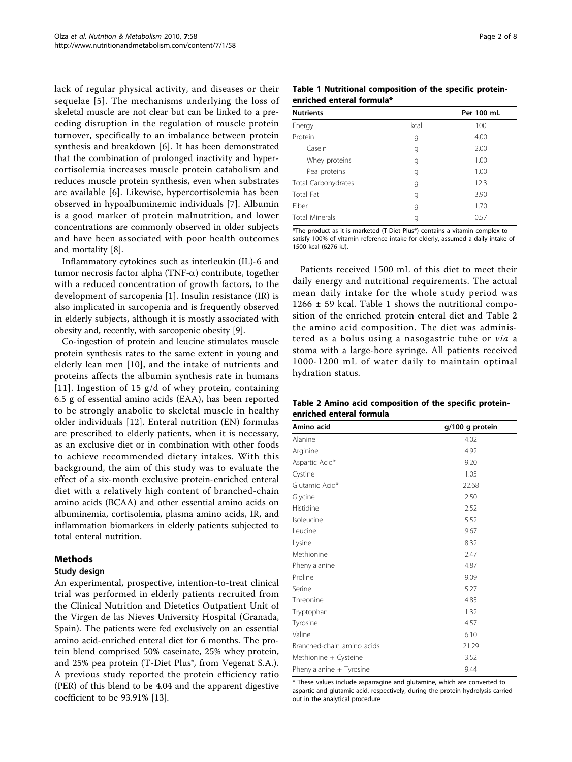lack of regular physical activity, and diseases or their sequelae [5]. The mechanisms underlying the loss of skeletal muscle are not clear but can be linked to a preceding disruption in the regulation of muscle protein turnover, specifically to an imbalance between protein synthesis and breakdown [6]. It has been demonstrated that the combination of prolonged inactivity and hypercortisolemia increases muscle protein catabolism and reduces muscle protein synthesis, even when substrates are available [6]. Likewise, hypercortisolemia has been observed in hypoalbuminemic individuals [7]. Albumin is a good marker of protein malnutrition, and lower concentrations are commonly observed in older subjects and have been associated with poor health outcomes and mortality [8].

Inflammatory cytokines such as interleukin (IL)-6 and tumor necrosis factor alpha (TNF-$\alpha$) contribute, together with a reduced concentration of growth factors, to the development of sarcopenia [1]. Insulin resistance (IR) is also implicated in sarcopenia and is frequently observed in elderly subjects, although it is mostly associated with obesity and, recently, with sarcopenic obesity [9].

Co-ingestion of protein and leucine stimulates muscle protein synthesis rates to the same extent in young and elderly lean men [10], and the intake of nutrients and proteins affects the albumin synthesis rate in humans [11]. Ingestion of 15 g/d of whey protein, containing 6.5 g of essential amino acids (EAA), has been reported to be strongly anabolic to skeletal muscle in healthy older individuals [12]. Enteral nutrition (EN) formulas are prescribed to elderly patients, when it is necessary, as an exclusive diet or in combination with other foods to achieve recommended dietary intakes. With this background, the aim of this study was to evaluate the effect of a six-month exclusive protein-enriched enteral diet with a relatively high content of branched-chain amino acids (BCAA) and other essential amino acids on albuminemia, cortisolemia, plasma amino acids, IR, and inflammation biomarkers in elderly patients subjected to total enteral nutrition.

## Methods

### Study design

An experimental, prospective, intention-to-treat clinical trial was performed in elderly patients recruited from the Clinical Nutrition and Dietetics Outpatient Unit of the Virgen de las Nieves University Hospital (Granada, Spain). The patients were fed exclusively on an essential amino acid-enriched enteral diet for 6 months. The protein blend comprised 50% caseinate, 25% whey protein, and 25% pea protein (T-Diet Plus®, from Vegenat S.A.). A previous study reported the protein efficiency ratio (PER) of this blend to be 4.04 and the apparent digestive coefficient to be 93.91% [13].

**Table 1 Nutritional composition of the specific protein-enriched enteral formula***

| Nutrients | | Per 100 mL |
|---|---|---|
| Energy | kcal | 100 |
| Protein | g | 4.00 |
| Casein | g | 2.00 |
| Whey proteins | g | 1.00 |
| Pea proteins | g | 1.00 |
| Total Carbohydrates | g | 12.3 |
| Total Fat | g | 3.90 |
| Fiber | g | 1.70 |
| Total Minerals | g | 0.57 |

*The product as it is marketed (T-Diet Plus®) contains a vitamin complex to satisfy 100% of vitamin reference intake for elderly, assumed a daily intake of 1500 kcal (6276 kJ).

Patients received 1500 mL of this diet to meet their daily energy and nutritional requirements. The actual mean daily intake for the whole study period was 1266 ± 59 kcal. Table 1 shows the nutritional composition of the enriched protein enteral diet and Table 2 the amino acid composition. The diet was administered as a bolus using a nasogastric tube or *via* a stoma with a large-bore syringe. All patients received 1000-1200 mL of water daily to maintain optimal hydration status.

**Table 2 Amino acid composition of the specific protein-enriched enteral formula**

| Amino acid | g/100 g protein |
|---|---|
| Alanine | 4.02 |
| Arginine | 4.92 |
| Aspartic Acid* | 9.20 |
| Cystine | 1.05 |
| Glutamic Acid* | 22.68 |
| Glycine | 2.50 |
| Histidine | 2.52 |
| Isoleucine | 5.52 |
| Leucine | 9.67 |
| Lysine | 8.32 |
| Methionine | 2.47 |
| Phenylalanine | 4.87 |
| Proline | 9.09 |
| Serine | 5.27 |
| Threonine | 4.85 |
| Tryptophan | 1.32 |
| Tyrosine | 4.57 |
| Valine | 6.10 |
| Branched-chain amino acids | 21.29 |
| Methionine + Cysteine | 3.52 |
| Phenylalanine + Tyrosine | 9.44 |

* These values include asparragine and glutamine, which are converted to aspartic and glutamic acid, respectively, during the protein hydrolysis carried out in the analytical procedure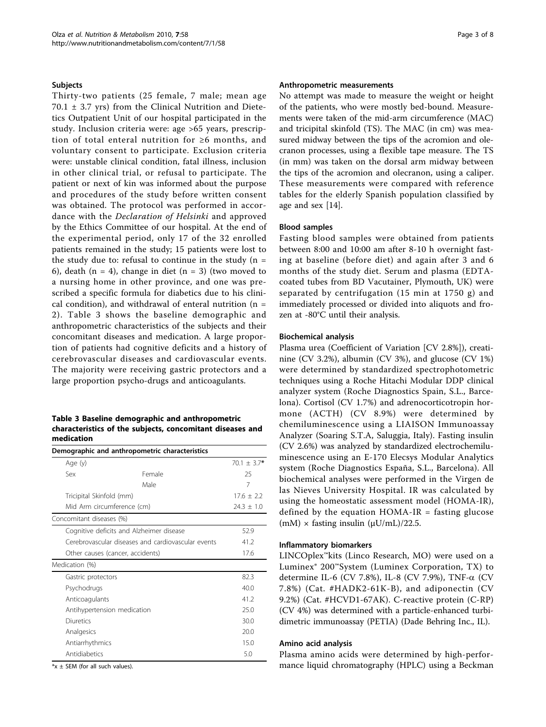### Subjects

Thirty-two patients (25 female, 7 male; mean age 70.1 ± 3.7 yrs) from the Clinical Nutrition and Dietetics Outpatient Unit of our hospital participated in the study. Inclusion criteria were: age >65 years, prescription of total enteral nutrition for ≥6 months, and voluntary consent to participate. Exclusion criteria were: unstable clinical condition, fatal illness, inclusion in other clinical trial, or refusal to participate. The patient or next of kin was informed about the purpose and procedures of the study before written consent was obtained. The protocol was performed in accordance with the *Declaration of Helsinki* and approved by the Ethics Committee of our hospital. At the end of the experimental period, only 17 of the 32 enrolled patients remained in the study; 15 patients were lost to the study due to: refusal to continue in the study (n = 6), death (n = 4), change in diet (n = 3) (two moved to a nursing home in other province, and one was prescribed a specific formula for diabetics due to his clinical condition), and withdrawal of enteral nutrition (n = 2). Table 3 shows the baseline demographic and anthropometric characteristics of the subjects and their concomitant diseases and medication. A large proportion of patients had cognitive deficits and a history of cerebrovascular diseases and cardiovascular events. The majority were receiving gastric protectors and a large proportion psycho-drugs and anticoagulants.

**Table 3 Baseline demographic and anthropometric characteristics of the subjects, concomitant diseases and medication**

| Demographic and anthropometric characteristics | | |
|---|---|---|
| Age (y) | | 70.1 ± 3.7* |
| Sex | Female | 25 |
| | Male | 7 |
| Tricipital Skinfold (mm) | | 17.6 ± 2.2 |
| Mid Arm circumference (cm) | | 24.3 ± 1.0 |
| **Concomitant diseases (%)** | | |
| Cognitive deficits and Alzheimer disease | | 52.9 |
| Cerebrovascular diseases and cardiovascular events | | 41.2 |
| Other causes (cancer, accidents) | | 17.6 |
| **Medication (%)** | | |
| Gastric protectors | | 82.3 |
| Psychodrugs | | 40.0 |
| Anticoagulants | | 41.2 |
| Antihypertension medication | | 25.0 |
| Diuretics | | 30.0 |
| Analgesics | | 20.0 |
| Antiarrhythmics | | 15.0 |
| Antidiabetics | | 5.0 |

*x ± SEM (for all such values).

### Anthropometric measurements

No attempt was made to measure the weight or height of the patients, who were mostly bed-bound. Measurements were taken of the mid-arm circumference (MAC) and tricipital skinfold (TS). The MAC (in cm) was measured midway between the tips of the acromion and olecranon processes, using a flexible tape measure. The TS (in mm) was taken on the dorsal arm midway between the tips of the acromion and olecranon, using a caliper. These measurements were compared with reference tables for the elderly Spanish population classified by age and sex [14].

### Blood samples

Fasting blood samples were obtained from patients between 8:00 and 10:00 am after 8-10 h overnight fasting at baseline (before diet) and again after 3 and 6 months of the study diet. Serum and plasma (EDTA-coated tubes from BD Vacutainer, Plymouth, UK) were separated by centrifugation (15 min at 1750 g) and immediately processed or divided into aliquots and frozen at -80°C until their analysis.

### Biochemical analysis

Plasma urea (Coefficient of Variation [CV 2.8%]), creatinine (CV 3.2%), albumin (CV 3%), and glucose (CV 1%) were determined by standardized spectrophotometric techniques using a Roche Hitachi Modular DDP clinical analyzer system (Roche Diagnostics Spain, S.L., Barcelona). Cortisol (CV 1.7%) and adrenocorticotropin hormone (ACTH) (CV 8.9%) were determined by chemiluminescence using a LIAISON Immunoassay Analyzer (Soaring S.T.A, Saluggia, Italy). Fasting insulin (CV 2.6%) was analyzed by standardized electrochemiluminescence using an E-170 Elecsys Modular Analytics system (Roche Diagnostics España, S.L., Barcelona). All biochemical analyses were performed in the Virgen de las Nieves University Hospital. IR was calculated by using the homeostatic assessment model (HOMA-IR), defined by the equation HOMA-IR = fasting glucose (mM) × fasting insulin (μU/mL)/22.5.

### Inflammatory biomarkers

LINCOplex™kits (Linco Research, MO) were used on a Luminex® 200™System (Luminex Corporation, TX) to determine IL-6 (CV 7.8%), IL-8 (CV 7.9%), TNF-α (CV 7.8%) (Cat. #HADK2-61K-B), and adiponectin (CV 9.2%) (Cat. #HCVD1-67AK). C-reactive protein (C-RP) (CV 4%) was determined with a particle-enhanced turbidimetric immunoassay (PETIA) (Dade Behring Inc., IL).

### Amino acid analysis

Plasma amino acids were determined by high-performance liquid chromatography (HPLC) using a Beckman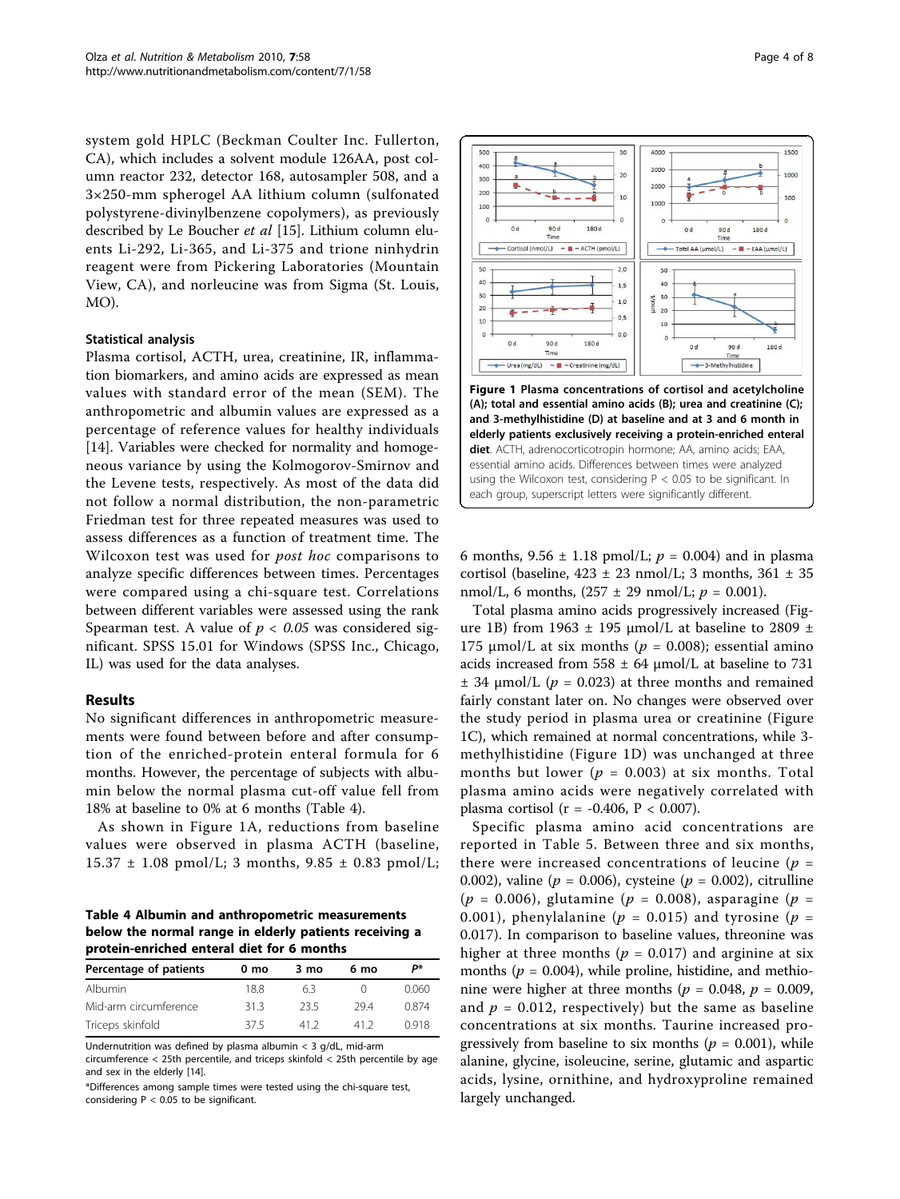system gold HPLC (Beckman Coulter Inc. Fullerton, CA), which includes a solvent module 126AA, post column reactor 232, detector 168, autosampler 508, and a 3×250-mm spherogel AA lithium column (sulfonated polystyrene-divinylbenzene copolymers), as previously described by Le Boucher *et al* [15]. Lithium column eluents Li-292, Li-365, and Li-375 and trione ninhydrin reagent were from Pickering Laboratories (Mountain View, CA), and norleucine was from Sigma (St. Louis, MO).

### Statistical analysis

Plasma cortisol, ACTH, urea, creatinine, IR, inflammation biomarkers, and amino acids are expressed as mean values with standard error of the mean (SEM). The anthropometric and albumin values are expressed as a percentage of reference values for healthy individuals [14]. Variables were checked for normality and homogeneous variance by using the Kolmogorov-Smirnov and the Levene tests, respectively. As most of the data did not follow a normal distribution, the non-parametric Friedman test for three repeated measures was used to assess differences as a function of treatment time. The Wilcoxon test was used for *post hoc* comparisons to analyze specific differences between times. Percentages were compared using a chi-square test. Correlations between different variables were assessed using the rank Spearman test. A value of $p < 0.05$ was considered significant. SPSS 15.01 for Windows (SPSS Inc., Chicago, IL) was used for the data analyses.

## Results

No significant differences in anthropometric measurements were found between before and after consumption of the enriched-protein enteral formula for 6 months. However, the percentage of subjects with albumin below the normal plasma cut-off value fell from 18% at baseline to 0% at 6 months (Table 4).

As shown in Figure 1A, reductions from baseline values were observed in plasma ACTH (baseline, 15.37 ± 1.08 pmol/L; 3 months, 9.85 ± 0.83 pmol/L; 6 months, 9.56 ± 1.18 pmol/L; $p = 0.004$) and in plasma cortisol (baseline, 423 ± 23 nmol/L; 3 months, 361 ± 35 nmol/L, 6 months, (257 ± 29 nmol/L; $p = 0.001$).

**Table 4 Albumin and anthropometric measurements below the normal range in elderly patients receiving a protein-enriched enteral diet for 6 months**

| Percentage of patients | 0 mo | 3 mo | 6 mo | P* |
|---|---|---|---|---|
| Albumin | 18.8 | 6.3 | 0 | 0.060 |
| Mid-arm circumference | 31.3 | 23.5 | 29.4 | 0.874 |
| Triceps skinfold | 37.5 | 41.2 | 41.2 | 0.918 |

Undernutrition was defined by plasma albumin < 3 g/dL, mid-arm circumference < 25th percentile, and triceps skinfold < 25th percentile by age and sex in the elderly [14].

*Differences among sample times were tested using the chi-square test, considering P < 0.05 to be significant.

**Figure 1 Plasma concentrations of cortisol and acetylcholine (A); total and essential amino acids (B); urea and creatinine (C); and 3-methylhistidine (D) at baseline and at 3 and 6 month in elderly patients exclusively receiving a protein-enriched enteral diet**. ACTH, adrenocorticotropin hormone; AA, amino acids; EAA, essential amino acids. Differences between times were analyzed using the Wilcoxon test, considering P < 0.05 to be significant. In each group, superscript letters were significantly different.

Total plasma amino acids progressively increased (Figure 1B) from 1963 ± 195 μmol/L at baseline to 2809 ± 175 μmol/L at six months ($p = 0.008$); essential amino acids increased from 558 ± 64 μmol/L at baseline to 731 ± 34 μmol/L ($p = 0.023$) at three months and remained fairly constant later on. No changes were observed over the study period in plasma urea or creatinine (Figure 1C), which remained at normal concentrations, while 3-methylhistidine (Figure 1D) was unchanged at three months but lower ($p = 0.003$) at six months. Total plasma amino acids were negatively correlated with plasma cortisol ($r = -0.406$, $P < 0.007$).

Specific plasma amino acid concentrations are reported in Table 5. Between three and six months, there were increased concentrations of leucine ($p = 0.002$), valine ($p = 0.006$), cysteine ($p = 0.002$), citrulline ($p = 0.006$), glutamine ($p = 0.008$), asparagine ($p = 0.001$), phenylalanine ($p = 0.015$) and tyrosine ($p = 0.017$). In comparison to baseline values, threonine was higher at three months ($p = 0.017$) and arginine at six months ($p = 0.004$), while proline, histidine, and methionine were higher at three months ($p = 0.048$, $p = 0.009$, and $p = 0.012$, respectively) but the same as baseline concentrations at six months. Taurine increased progressively from baseline to six months ($p = 0.001$), while alanine, glycine, isoleucine, serine, glutamic and aspartic acids, lysine, ornithine, and hydroxyproline remained largely unchanged.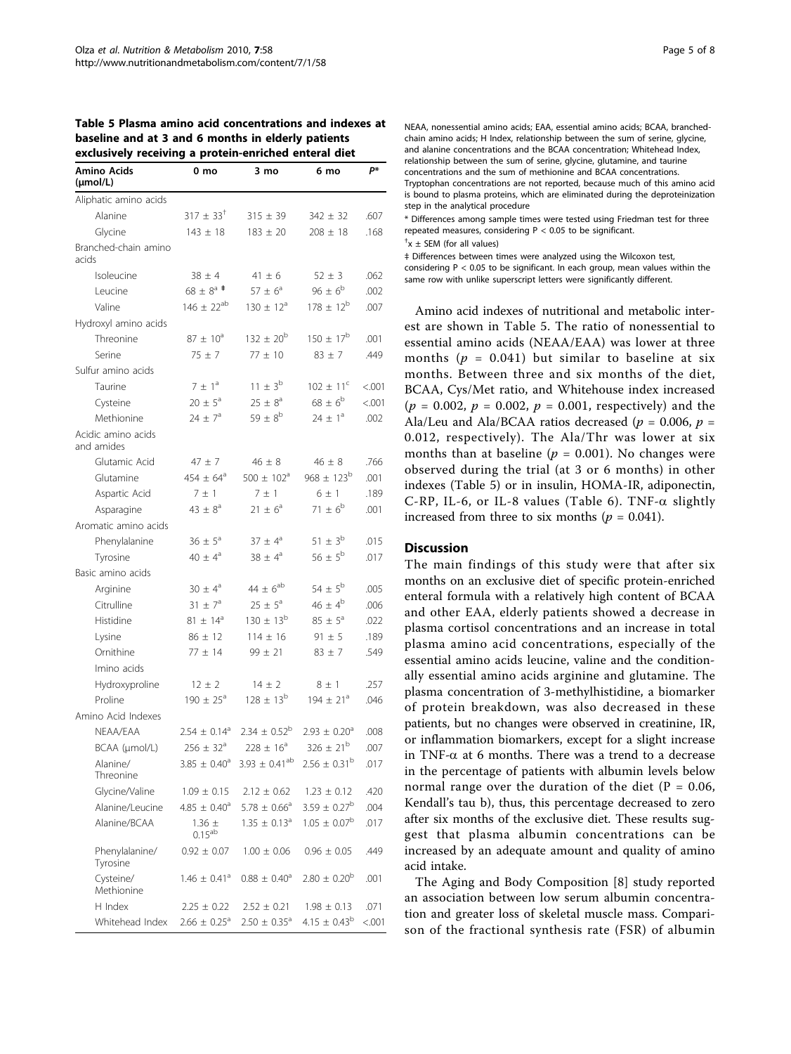**Table 5 Plasma amino acid concentrations and indexes at baseline and at 3 and 6 months in elderly patients exclusively receiving a protein-enriched enteral diet**

| Amino Acids (μmol/L) | 0 mo | 3 mo | 6 mo | P* |
|---|---|---|---|---|
| Aliphatic amino acids | | | | |
| Alanine | 317 ± 33[†] | 315 ± 39 | 342 ± 32 | .607 |
| Glycine | 143 ± 18 | 183 ± 20 | 208 ± 18 | .168 |
| Branched-chain amino acids | | | | |
| Isoleucine | 38 ± 4 | 41 ± 6 | 52 ± 3 | .062 |
| Leucine | 68 ± 8[a ‡] | 57 ± 6[a] | 96 ± 6[b] | .002 |
| Valine | 146 ± 22[ab] | 130 ± 12[a] | 178 ± 12[b] | .007 |
| Hydroxyl amino acids | | | | |
| Threonine | 87 ± 10[a] | 132 ± 20[b] | 150 ± 17[b] | .001 |
| Serine | 75 ± 7 | 77 ± 10 | 83 ± 7 | .449 |
| Sulfur amino acids | | | | |
| Taurine | 7 ± 1[a] | 11 ± 3[b] | 102 ± 11[c] | <.001 |
| Cysteine | 20 ± 5[a] | 25 ± 8[a] | 68 ± 6[b] | <.001 |
| Methionine | 24 ± 7[a] | 59 ± 8[b] | 24 ± 1[a] | .002 |
| Acidic amino acids and amides | | | | |
| Glutamic Acid | 47 ± 7 | 46 ± 8 | 46 ± 8 | .766 |
| Glutamine | 454 ± 64[a] | 500 ± 102[a] | 968 ± 123[b] | .001 |
| Aspartic Acid | 7 ± 1 | 7 ± 1 | 6 ± 1 | .189 |
| Asparagine | 43 ± 8[a] | 21 ± 6[a] | 71 ± 6[b] | .001 |
| Aromatic amino acids | | | | |
| Phenylalanine | 36 ± 5[a] | 37 ± 4[a] | 51 ± 3[b] | .015 |
| Tyrosine | 40 ± 4[a] | 38 ± 4[a] | 56 ± 5[b] | .017 |
| Basic amino acids | | | | |
| Arginine | 30 ± 4[a] | 44 ± 6[ab] | 54 ± 5[b] | .005 |
| Citrulline | 31 ± 7[a] | 25 ± 5[a] | 46 ± 4[b] | .006 |
| Histidine | 81 ± 14[a] | 130 ± 13[b] | 85 ± 5[a] | .022 |
| Lysine | 86 ± 12 | 114 ± 16 | 91 ± 5 | .189 |
| Ornithine | 77 ± 14 | 99 ± 21 | 83 ± 7 | .549 |
| Imino acids | | | | |
| Hydroxyproline | 12 ± 2 | 14 ± 2 | 8 ± 1 | .257 |
| Proline | 190 ± 25[a] | 128 ± 13[b] | 194 ± 21[a] | .046 |
| Amino Acid Indexes | | | | |
| NEAA/EAA | 2.54 ± 0.14[a] | 2.34 ± 0.52[b] | 2.93 ± 0.20[a] | .008 |
| BCAA (μmol/L) | 256 ± 32[a] | 228 ± 16[a] | 326 ± 21[b] | .007 |
| Alanine/Threonine | 3.85 ± 0.40[a] | 3.93 ± 0.41[ab] | 2.56 ± 0.31[b] | .017 |
| Glycine/Valine | 1.09 ± 0.15 | 2.12 ± 0.62 | 1.23 ± 0.12 | .420 |
| Alanine/Leucine | 4.85 ± 0.40[a] | 5.78 ± 0.66[a] | 3.59 ± 0.27[b] | .004 |
| Alanine/BCAA | 1.36 ± 0.15[ab] | 1.35 ± 0.13[a] | 1.05 ± 0.07[b] | .017 |
| Phenylalanine/Tyrosine | 0.92 ± 0.07 | 1.00 ± 0.06 | 0.96 ± 0.05 | .449 |
| Cysteine/Methionine | 1.46 ± 0.41[a] | 0.88 ± 0.40[a] | 2.80 ± 0.20[b] | .001 |
| H Index | 2.25 ± 0.22 | 2.52 ± 0.21 | 1.98 ± 0.13 | .071 |
| Whitehead Index | 2.66 ± 0.25[a] | 2.50 ± 0.35[a] | 4.15 ± 0.43[b] | <.001 |

NEAA, nonessential amino acids; EAA, essential amino acids; BCAA, branched-chain amino acids; H Index, relationship between the sum of serine, glycine, and alanine concentrations and the BCAA concentration; Whitehead Index, relationship between the sum of serine, glycine, glutamine, and taurine concentrations and the sum of methionine and BCAA concentrations. Tryptophan concentrations are not reported, because much of this amino acid is bound to plasma proteins, which are eliminated during the deproteinization step in the analytical procedure

* Differences among sample times were tested using Friedman test for three repeated measures, considering $P < 0.05$ to be significant.

† x ± SEM (for all values)

‡ Differences between times were analyzed using the Wilcoxon test, considering $P < 0.05$ to be significant. In each group, mean values within the same row with unlike superscript letters were significantly different.

Amino acid indexes of nutritional and metabolic interest are shown in Table 5. The ratio of nonessential to essential amino acids (NEAA/EAA) was lower at three months ($p = 0.041$) but similar to baseline at six months. Between three and six months of the diet, BCAA, Cys/Met ratio, and Whitehouse index increased ($p = 0.002$, $p = 0.002$, $p = 0.001$, respectively) and the Ala/Leu and Ala/BCAA ratios decreased ($p = 0.006$, $p = 0.012$, respectively). The Ala/Thr was lower at six months than at baseline ($p = 0.001$). No changes were observed during the trial (at 3 or 6 months) in other indexes (Table 5) or in insulin, HOMA-IR, adiponectin, C-RP, IL-6, or IL-8 values (Table 6). TNF-α slightly increased from three to six months ($p = 0.041$).

## Discussion

The main findings of this study were that after six months on an exclusive diet of specific protein-enriched enteral formula with a relatively high content of BCAA and other EAA, elderly patients showed a decrease in plasma cortisol concentrations and an increase in total plasma amino acid concentrations, especially of the essential amino acids leucine, valine and the conditionally essential amino acids arginine and glutamine. The plasma concentration of 3-methylhistidine, a biomarker of protein breakdown, was also decreased in these patients, but no changes were observed in creatinine, IR, or inflammation biomarkers, except for a slight increase in TNF-α at 6 months. There was a trend to a decrease in the percentage of patients with albumin levels below normal range over the duration of the diet (P = 0.06, Kendall's tau b), thus, this percentage decreased to zero after six months of the exclusive diet. These results suggest that plasma albumin concentrations can be increased by an adequate amount and quality of amino acid intake.

The Aging and Body Composition [8] study reported an association between low serum albumin concentration and greater loss of skeletal muscle mass. Comparison of the fractional synthesis rate (FSR) of albumin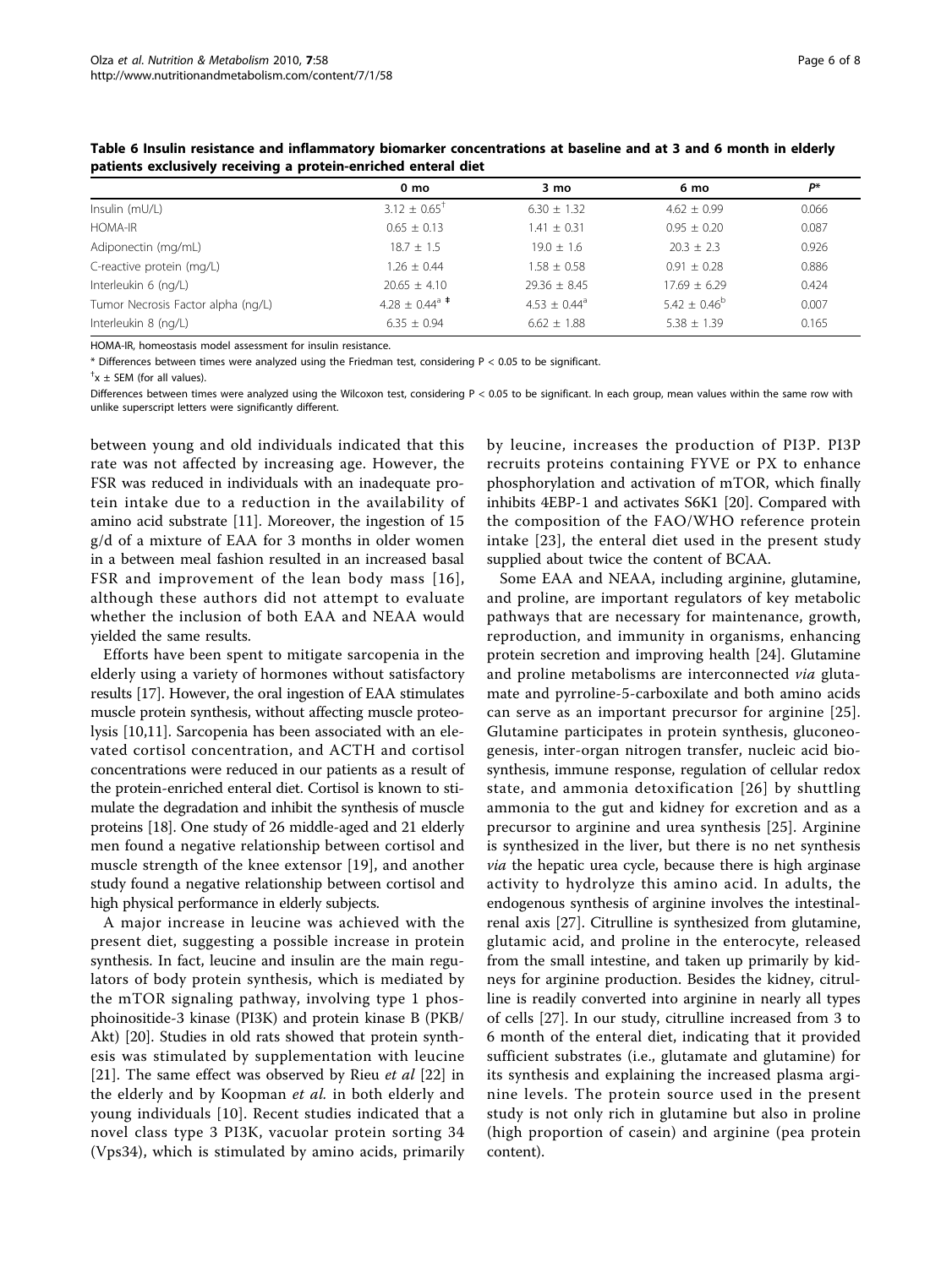**Table 6 Insulin resistance and inflammatory biomarker concentrations at baseline and at 3 and 6 month in elderly patients exclusively receiving a protein-enriched enteral diet**

| | 0 mo | 3 mo | 6 mo | P* |
|---|---|---|---|---|
| Insulin (mU/L) | 3.12 ± 0.65[†] | 6.30 ± 1.32 | 4.62 ± 0.99 | 0.066 |
| HOMA-IR | 0.65 ± 0.13 | 1.41 ± 0.31 | 0.95 ± 0.20 | 0.087 |
| Adiponectin (mg/mL) | 18.7 ± 1.5 | 19.0 ± 1.6 | 20.3 ± 2.3 | 0.926 |
| C-reactive protein (mg/L) | 1.26 ± 0.44 | 1.58 ± 0.58 | 0.91 ± 0.28 | 0.886 |
| Interleukin 6 (ng/L) | 20.65 ± 4.10 | 29.36 ± 8.45 | 17.69 ± 6.29 | 0.424 |
| Tumor Necrosis Factor alpha (ng/L) | 4.28 ± 0.44[a ‡] | 4.53 ± 0.44[a] | 5.42 ± 0.46[b] | 0.007 |
| Interleukin 8 (ng/L) | 6.35 ± 0.94 | 6.62 ± 1.88 | 5.38 ± 1.39 | 0.165 |

HOMA-IR, homeostasis model assessment for insulin resistance.

* Differences between times were analyzed using the Friedman test, considering P < 0.05 to be significant.

[†]x ± SEM (for all values).

Differences between times were analyzed using the Wilcoxon test, considering P < 0.05 to be significant. In each group, mean values within the same row with unlike superscript letters were significantly different.

between young and old individuals indicated that this rate was not affected by increasing age. However, the FSR was reduced in individuals with an inadequate protein intake due to a reduction in the availability of amino acid substrate [11]. Moreover, the ingestion of 15 g/d of a mixture of EAA for 3 months in older women in a between meal fashion resulted in an increased basal FSR and improvement of the lean body mass [16], although these authors did not attempt to evaluate whether the inclusion of both EAA and NEAA would yielded the same results.

Efforts have been spent to mitigate sarcopenia in the elderly using a variety of hormones without satisfactory results [17]. However, the oral ingestion of EAA stimulates muscle protein synthesis, without affecting muscle proteolysis [10,11]. Sarcopenia has been associated with an elevated cortisol concentration, and ACTH and cortisol concentrations were reduced in our patients as a result of the protein-enriched enteral diet. Cortisol is known to stimulate the degradation and inhibit the synthesis of muscle proteins [18]. One study of 26 middle-aged and 21 elderly men found a negative relationship between cortisol and muscle strength of the knee extensor [19], and another study found a negative relationship between cortisol and high physical performance in elderly subjects.

A major increase in leucine was achieved with the present diet, suggesting a possible increase in protein synthesis. In fact, leucine and insulin are the main regulators of body protein synthesis, which is mediated by the mTOR signaling pathway, involving type 1 phosphoinositide-3 kinase (PI3K) and protein kinase B (PKB/Akt) [20]. Studies in old rats showed that protein synthesis was stimulated by supplementation with leucine [21]. The same effect was observed by Rieu *et al* [22] in the elderly and by Koopman *et al.* in both elderly and young individuals [10]. Recent studies indicated that a novel class type 3 PI3K, vacuolar protein sorting 34 (Vps34), which is stimulated by amino acids, primarily by leucine, increases the production of PI3P. PI3P recruits proteins containing FYVE or PX to enhance phosphorylation and activation of mTOR, which finally inhibits 4EBP-1 and activates S6K1 [20]. Compared with the composition of the FAO/WHO reference protein intake [23], the enteral diet used in the present study supplied about twice the content of BCAA.

Some EAA and NEAA, including arginine, glutamine, and proline, are important regulators of key metabolic pathways that are necessary for maintenance, growth, reproduction, and immunity in organisms, enhancing protein secretion and improving health [24]. Glutamine and proline metabolisms are interconnected *via* glutamate and pyrroline-5-carboxilate and both amino acids can serve as an important precursor for arginine [25]. Glutamine participates in protein synthesis, gluconeogenesis, inter-organ nitrogen transfer, nucleic acid biosynthesis, immune response, regulation of cellular redox state, and ammonia detoxification [26] by shuttling ammonia to the gut and kidney for excretion and as a precursor to arginine and urea synthesis [25]. Arginine is synthesized in the liver, but there is no net synthesis *via* the hepatic urea cycle, because there is high arginase activity to hydrolyze this amino acid. In adults, the endogenous synthesis of arginine involves the intestinal-renal axis [27]. Citrulline is synthesized from glutamine, glutamic acid, and proline in the enterocyte, released from the small intestine, and taken up primarily by kidneys for arginine production. Besides the kidney, citrulline is readily converted into arginine in nearly all types of cells [27]. In our study, citrulline increased from 3 to 6 month of the enteral diet, indicating that it provided sufficient substrates (i.e., glutamate and glutamine) for its synthesis and explaining the increased plasma arginine levels. The protein source used in the present study is not only rich in glutamine but also in proline (high proportion of casein) and arginine (pea protein content).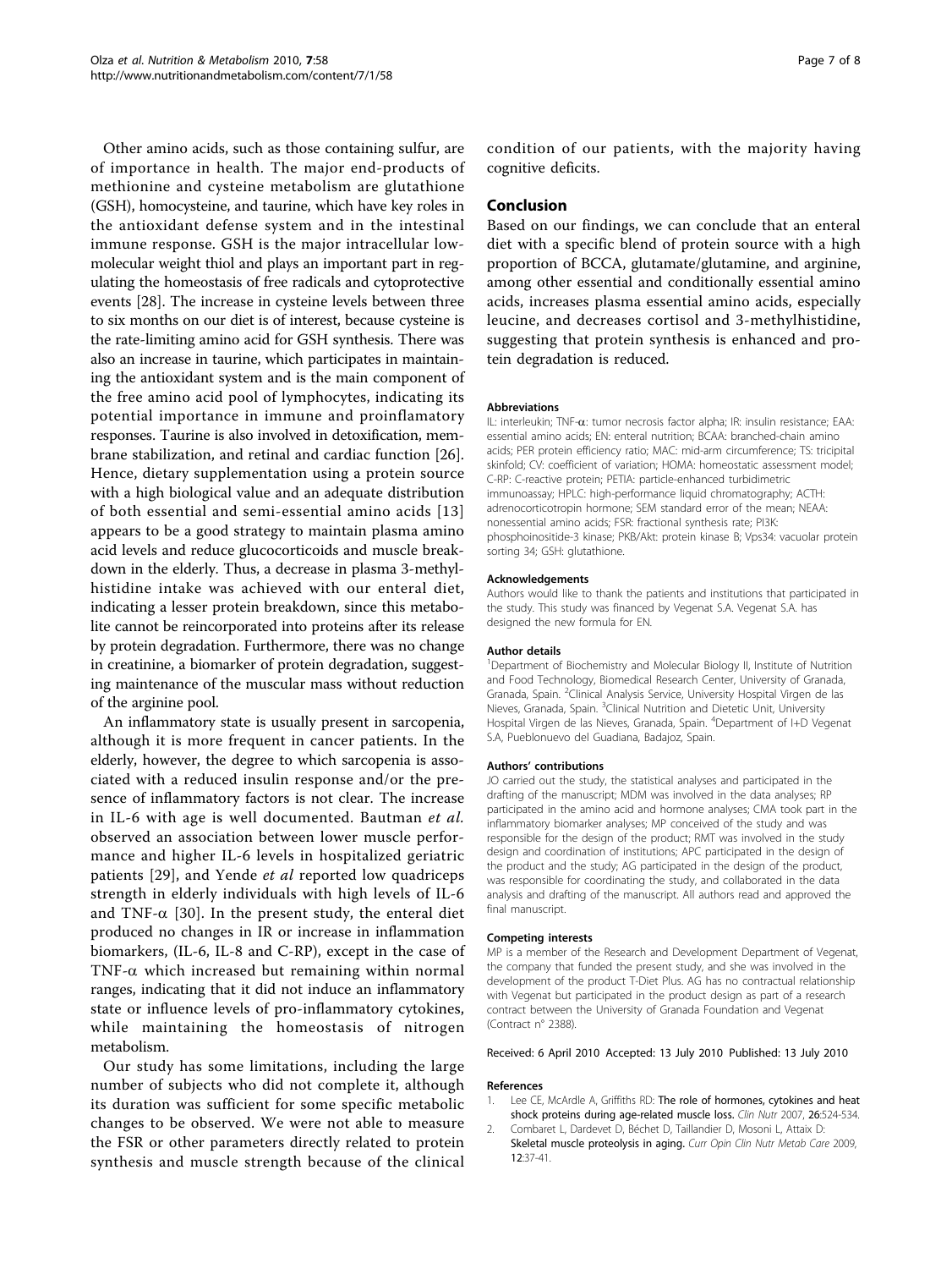Other amino acids, such as those containing sulfur, are of importance in health. The major end-products of methionine and cysteine metabolism are glutathione (GSH), homocysteine, and taurine, which have key roles in the antioxidant defense system and in the intestinal immune response. GSH is the major intracellular low-molecular weight thiol and plays an important part in regulating the homeostasis of free radicals and cytoprotective events [28]. The increase in cysteine levels between three to six months on our diet is of interest, because cysteine is the rate-limiting amino acid for GSH synthesis. There was also an increase in taurine, which participates in maintaining the antioxidant system and is the main component of the free amino acid pool of lymphocytes, indicating its potential importance in immune and proinflamatory responses. Taurine is also involved in detoxification, membrane stabilization, and retinal and cardiac function [26]. Hence, dietary supplementation using a protein source with a high biological value and an adequate distribution of both essential and semi-essential amino acids [13] appears to be a good strategy to maintain plasma amino acid levels and reduce glucocorticoids and muscle breakdown in the elderly. Thus, a decrease in plasma 3-methylhistidine intake was achieved with our enteral diet, indicating a lesser protein breakdown, since this metabolite cannot be reincorporated into proteins after its release by protein degradation. Furthermore, there was no change in creatinine, a biomarker of protein degradation, suggesting maintenance of the muscular mass without reduction of the arginine pool.

An inflammatory state is usually present in sarcopenia, although it is more frequent in cancer patients. In the elderly, however, the degree to which sarcopenia is associated with a reduced insulin response and/or the presence of inflammatory factors is not clear. The increase in IL-6 with age is well documented. Bautman *et al.* observed an association between lower muscle performance and higher IL-6 levels in hospitalized geriatric patients [29], and Yende *et al* reported low quadriceps strength in elderly individuals with high levels of IL-6 and TNF-$\alpha$ [30]. In the present study, the enteral diet produced no changes in IR or increase in inflammation biomarkers, (IL-6, IL-8 and C-RP), except in the case of TNF-$\alpha$ which increased but remaining within normal ranges, indicating that it did not induce an inflammatory state or influence levels of pro-inflammatory cytokines, while maintaining the homeostasis of nitrogen metabolism.

Our study has some limitations, including the large number of subjects who did not complete it, although its duration was sufficient for some specific metabolic changes to be observed. We were not able to measure the FSR or other parameters directly related to protein synthesis and muscle strength because of the clinical condition of our patients, with the majority having cognitive deficits.

## Conclusion

Based on our findings, we can conclude that an enteral diet with a specific blend of protein source with a high proportion of BCCA, glutamate/glutamine, and arginine, among other essential and conditionally essential amino acids, increases plasma essential amino acids, especially leucine, and decreases cortisol and 3-methylhistidine, suggesting that protein synthesis is enhanced and protein degradation is reduced.

#### Abbreviations

IL: interleukin; TNF-$\alpha$: tumor necrosis factor alpha; IR: insulin resistance; EAA: essential amino acids; EN: enteral nutrition; BCAA: branched-chain amino acids; PER protein efficiency ratio; MAC: mid-arm circumference; TS: tricipital skinfold; CV: coefficient of variation; HOMA: homeostatic assessment model; C-RP: C-reactive protein; PETIA: particle-enhanced turbidimetric immunoassay; HPLC: high-performance liquid chromatography; ACTH: adrenocorticotropin hormone; SEM standard error of the mean; NEAA: nonessential amino acids; FSR: fractional synthesis rate; PI3K: phosphoinositide-3 kinase; PKB/Akt: protein kinase B; Vps34: vacuolar protein sorting 34; GSH: glutathione.

#### Acknowledgements

Authors would like to thank the patients and institutions that participated in the study. This study was financed by Vegenat S.A. Vegenat S.A. has designed the new formula for EN.

#### Author details

[1]Department of Biochemistry and Molecular Biology II, Institute of Nutrition and Food Technology, Biomedical Research Center, University of Granada, Granada, Spain. [2]Clinical Analysis Service, University Hospital Virgen de las Nieves, Granada, Spain. [3]Clinical Nutrition and Dietetic Unit, University Hospital Virgen de las Nieves, Granada, Spain. [4]Department of I+D Vegenat S.A, Pueblonuevo del Guadiana, Badajoz, Spain.

#### Authors' contributions

JO carried out the study, the statistical analyses and participated in the drafting of the manuscript; MDM was involved in the data analyses; RP participated in the amino acid and hormone analyses; CMA took part in the inflammatory biomarker analyses; MP conceived of the study and was responsible for the design of the product; RMT was involved in the study design and coordination of institutions; APC participated in the design of the product and the study; AG participated in the design of the product, was responsible for coordinating the study, and collaborated in the data analysis and drafting of the manuscript. All authors read and approved the final manuscript.

#### Competing interests

MP is a member of the Research and Development Department of Vegenat, the company that funded the present study, and she was involved in the development of the product T-Diet Plus. AG has no contractual relationship with Vegenat but participated in the product design as part of a research contract between the University of Granada Foundation and Vegenat (Contract n° 2388).

Received: 6 April 2010 Accepted: 13 July 2010 Published: 13 July 2010

#### References

1. Lee CE, McArdle A, Griffiths RD: **The role of hormones, cytokines and heat shock proteins during age-related muscle loss.** *Clin Nutr* 2007, **26**:524-534.
2. Combaret L, Dardevet D, Béchet D, Taillandier D, Mosoni L, Attaix D: **Skeletal muscle proteolysis in aging.** *Curr Opin Clin Nutr Metab Care* 2009, **12**:37-41.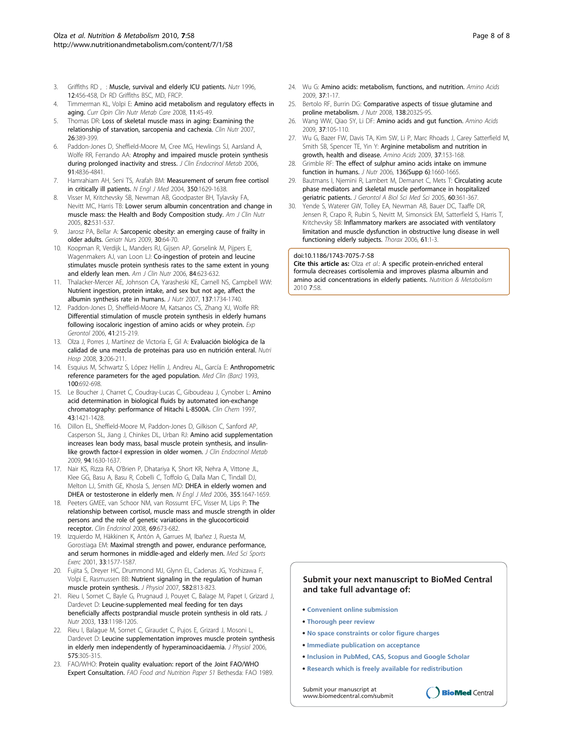3. Griffiths RD , : **Muscle, survival and elderly ICU patients.** *Nutr* 1996, **12**:456-458, Dr RD Griffiths BSC, MD, FRCP.
4. Timmerman KL, Volpi E: **Amino acid metabolism and regulatory effects in aging.** *Curr Opin Clin Nutr Metab Care* 2008, **11**:45-49.
5. Thomas DR: **Loss of skeletal muscle mass in aging: Examining the relationship of starvation, sarcopenia and cachexia.** *Clin Nutr* 2007, **26**:389-399.
6. Paddon-Jones D, Sheffield-Moore M, Cree MG, Hewlings SJ, Aarsland A, Wolfe RR, Ferrando AA: **Atrophy and impaired muscle protein synthesis during prolonged inactivity and stress.** *J Clin Endocrinol Metab* 2006, **91**:4836-4841.
7. Hamrahiam AH, Seni TS, Arafah BM: **Measurement of serum free cortisol in critically ill patients.** *N Engl J Med* 2004, **350**:1629-1638.
8. Visser M, Kritchevsky SB, Newman AB, Goodpaster BH, Tylavsky FA, Nevitt MC, Harris TB: **Lower serum albumin concentration and change in muscle mass: the Health and Body Composition study.** *Am J Clin Nutr* 2005, **82**:531-537.
9. Jarosz PA, Bellar A: **Sarcopenic obesity: an emerging cause of frailty in older adults.** *Geriatr Nurs* 2009, **30**:64-70.
10. Koopman R, Verdijk L, Manders RJ, Gijsen AP, Gorselink M, Pijpers E, Wagenmakers AJ, van Loon LJ: **Co-ingestion of protein and leucine stimulates muscle protein synthesis rates to the same extent in young and elderly lean men.** *Am J Clin Nutr* 2006, **84**:623-632.
11. Thalacker-Mercer AE, Johnson CA, Yarasheski KE, Carnell NS, Campbell WW: **Nutrient ingestion, protein intake, and sex but not age, affect the albumin synthesis rate in humans.** *J Nutr* 2007, **137**:1734-1740.
12. Paddon-Jones D, Sheffield-Moore M, Katsanos CS, Zhang XJ, Wolfe RR: **Differential stimulation of muscle protein synthesis in elderly humans following isocaloric ingestion of amino acids or whey protein.** *Exp Gerontol* 2006, **41**:215-219.
13. Olza J, Porres J, Martínez de Victoria E, Gil A: **Evaluación biológica de la calidad de una mezcla de proteínas para uso en nutrición enteral.** *Nutri Hosp* 2008, **3**:206-211.
14. Esquius M, Schwartz S, López Hellín J, Andreu AL, García E: **Anthropometric reference parameters for the aged population.** *Med Clin (Barc)* 1993, **100**:692-698.
15. Le Boucher J, Charret C, Coudray-Lucas C, Giboudeau J, Cynober L: **Amino acid determination in biological fluids by automated ion-exchange chromatography: performance of Hitachi L-8500A.** *Clin Chem* 1997, **43**:1421-1428.
16. Dillon EL, Sheffield-Moore M, Paddon-Jones D, Gilkison C, Sanford AP, Casperson SL, Jiang J, Chinkes DL, Urban RJ: **Amino acid supplementation increases lean body mass, basal muscle protein synthesis, and insulin-like growth factor-I expression in older women.** *J Clin Endocrinol Metab* 2009, **94**:1630-1637.
17. Nair KS, Rizza RA, O'Brien P, Dhatariya K, Short KR, Nehra A, Vittone JL, Klee GG, Basu A, Basu R, Cobelli C, Toffolo G, Dalla Man C, Tindall DJ, Melton LJ, Smith GE, Khosla S, Jensen MD: **DHEA in elderly women and DHEA or testosterone in elderly men.** *N Engl J Med* 2006, **355**:1647-1659.
18. Peeters GMEE, van Schoor NM, van Rossumt EFC, Visser M, Lips P: **The relationship between cortisol, muscle mass and muscle strength in older persons and the role of genetic variations in the glucocorticoid receptor.** *Clin Endcrinol* 2008, **69**:673-682.
19. Izquierdo M, Häkkinen K, Antón A, Garrues M, Ibañez J, Ruesta M, Gorostiaga EM: **Maximal strength and power, endurance performance, and serum hormones in middle-aged and elderly men.** *Med Sci Sports Exerc* 2001, **33**:1577-1587.
20. Fujita S, Dreyer HC, Drummond MJ, Glynn EL, Cadenas JG, Yoshizawa F, Volpi E, Rasmussen BB: **Nutrient signaling in the regulation of human muscle protein synthesis.** *J Physiol* 2007, **582**:813-823.
21. Rieu I, Sornet C, Bayle G, Prugnaud J, Pouyet C, Balage M, Papet I, Grizard J, Dardevet D: **Leucine-supplemented meal feeding for ten days beneficially affects postprandial muscle protein synthesis in old rats.** *J Nutr* 2003, **133**:1198-1205.
22. Rieu I, Balague M, Sornet C, Giraudet C, Pujos E, Grizard J, Mosoni L, Dardevet D: **Leucine supplementation improves muscle protein synthesis in elderly men independently of hyperaminoacidaemia.** *J Physiol* 2006, **575**:305-315.
23. FAO/WHO: **Protein quality evaluation: report of the Joint FAO/WHO Expert Consultation.** *FAO Food and Nutrition Paper 51* Bethesda: FAO 1989.
24. Wu G: **Amino acids: metabolism, functions, and nutrition.** *Amino Acids* 2009, **37**:1-17.
25. Bertolo RF, Burrin DG: **Comparative aspects of tissue glutamine and proline metabolism.** *J Nutr* 2008, **138**:2032S-9S.
26. Wang WW, Qiao SY, Li DF: **Amino acids and gut function.** *Amino Acids* 2009, **37**:105-110.
27. Wu G, Bazer FW, Davis TA, Kim SW, Li P, Marc Rhoads J, Carey Satterfield M, Smith SB, Spencer TE, Yin Y: **Arginine metabolism and nutrition in growth, health and disease.** *Amino Acids* 2009, **37**:153-168.
28. Grimble RF: **The effect of sulphur amino acids intake on immune function in humans.** *J Nutr* 2006, **136(Supp 6)**:1660-1665.
29. Bautmans I, Njemini R, Lambert M, Demanet C, Mets T: **Circulating acute phase mediators and skeletal muscle performance in hospitalized geriatric patients.** *J Gerontol A Biol Sci Med Sci* 2005, **60**:361-367.
30. Yende S, Waterer GW, Tolley EA, Newman AB, Bauer DC, Taaffe DR, Jensen R, Crapo R, Rubin S, Nevitt M, Simonsick EM, Satterfield S, Harris T, Kritchevsky SB: **Inflammatory markers are associated with ventilatory limitation and muscle dysfunction in obstructive lung disease in well functioning elderly subjects.** *Thorax* 2006, **61**:1-3.

doi:10.1186/1743-7075-7-58

**Cite this article as:** Olza *et al.*: A specific protein-enriched enteral formula decreases cortisolemia and improves plasma albumin and amino acid concentrations in elderly patients. *Nutrition & Metabolism* 2010 **7**:58.

**Submit your next manuscript to BioMed Central and take full advantage of:**

- **Convenient online submission**
- **Thorough peer review**
- **No space constraints or color figure charges**
- **Immediate publication on acceptance**
- **Inclusion in PubMed, CAS, Scopus and Google Scholar**
- **Research which is freely available for redistribution**

Submit your manuscript at www.biomedcentral.com/submit

BioMed Central